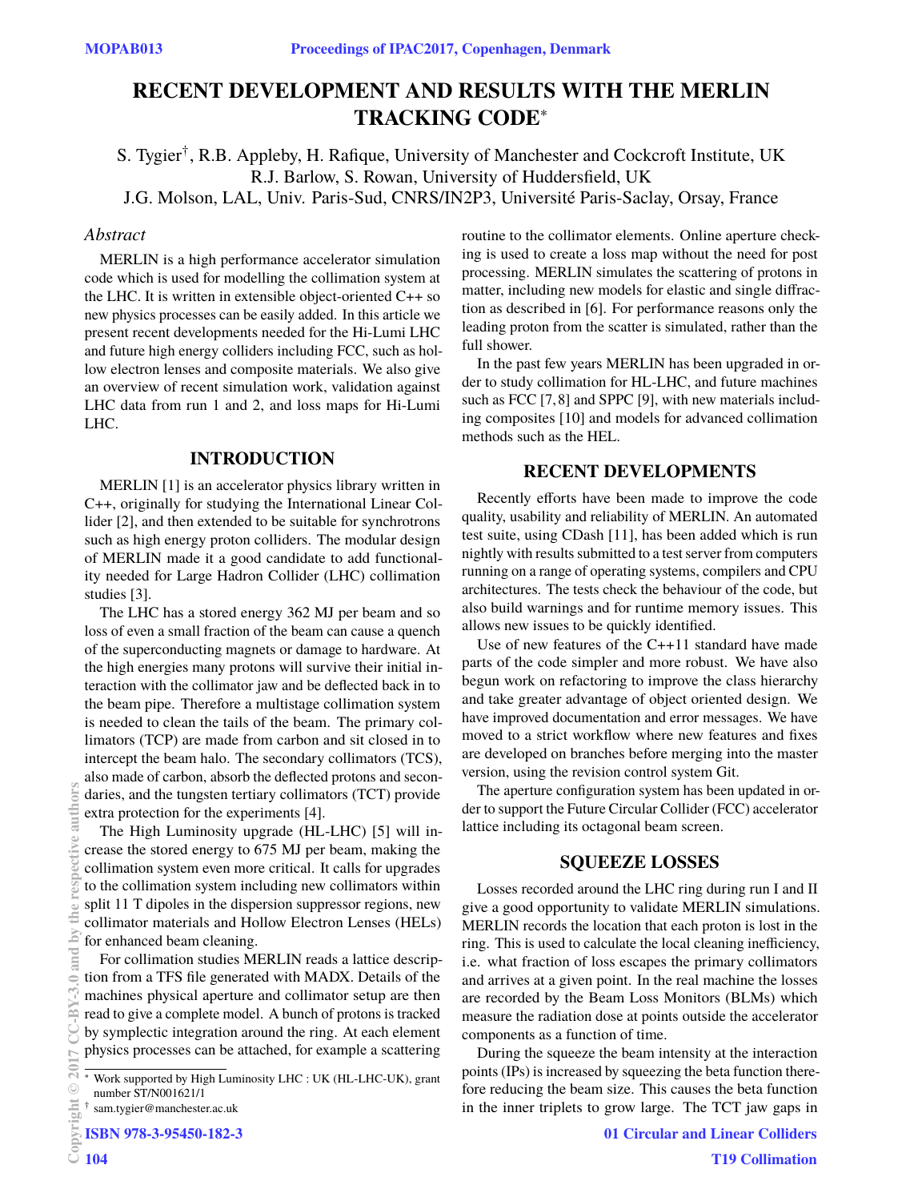# RECENT DEVELOPMENT AND RESULTS WITH THE MERLIN TRACKING CODE*

S. Tygier†, R.B. Appleby, H. Rafique, University of Manchester and Cockcroft Institute, UK
R.J. Barlow, S. Rowan, University of Huddersfield, UK
J.G. Molson, LAL, Univ. Paris-Sud, CNRS/IN2P3, Université Paris-Saclay, Orsay, France

## *Abstract*

MERLIN is a high performance accelerator simulation code which is used for modelling the collimation system at the LHC. It is written in extensible object-oriented C++ so new physics processes can be easily added. In this article we present recent developments needed for the Hi-Lumi LHC and future high energy colliders including FCC, such as hollow electron lenses and composite materials. We also give an overview of recent simulation work, validation against LHC data from run 1 and 2, and loss maps for Hi-Lumi LHC.

## INTRODUCTION

MERLIN [1] is an accelerator physics library written in C++, originally for studying the International Linear Collider [2], and then extended to be suitable for synchrotrons such as high energy proton colliders. The modular design of MERLIN made it a good candidate to add functionality needed for Large Hadron Collider (LHC) collimation studies [3].

The LHC has a stored energy 362 MJ per beam and so loss of even a small fraction of the beam can cause a quench of the superconducting magnets or damage to hardware. At the high energies many protons will survive their initial interaction with the collimator jaw and be deflected back in to the beam pipe. Therefore a multistage collimation system is needed to clean the tails of the beam. The primary collimators (TCP) are made from carbon and sit closed in to intercept the beam halo. The secondary collimators (TCS), also made of carbon, absorb the deflected protons and secondaries, and the tungsten tertiary collimators (TCT) provide extra protection for the experiments [4].

The High Luminosity upgrade (HL-LHC) [5] will increase the stored energy to 675 MJ per beam, making the collimation system even more critical. It calls for upgrades to the collimation system including new collimators within split 11 T dipoles in the dispersion suppressor regions, new collimator materials and Hollow Electron Lenses (HELs) for enhanced beam cleaning.

For collimation studies MERLIN reads a lattice description from a TFS file generated with MADX. Details of the machines physical aperture and collimator setup are then read to give a complete model. A bunch of protons is tracked by symplectic integration around the ring. At each element physics processes can be attached, for example a scattering routine to the collimator elements. Online aperture checking is used to create a loss map without the need for post processing. MERLIN simulates the scattering of protons in matter, including new models for elastic and single diffraction as described in [6]. For performance reasons only the leading proton from the scatter is simulated, rather than the full shower.

In the past few years MERLIN has been upgraded in order to study collimation for HL-LHC, and future machines such as FCC [7,8] and SPPC [9], with new materials including composites [10] and models for advanced collimation methods such as the HEL.

## RECENT DEVELOPMENTS

Recently efforts have been made to improve the code quality, usability and reliability of MERLIN. An automated test suite, using CDash [11], has been added which is run nightly with results submitted to a test server from computers running on a range of operating systems, compilers and CPU architectures. The tests check the behaviour of the code, but also build warnings and for runtime memory issues. This allows new issues to be quickly identified.

Use of new features of the C++11 standard have made parts of the code simpler and more robust. We have also begun work on refactoring to improve the class hierarchy and take greater advantage of object oriented design. We have improved documentation and error messages. We have moved to a strict workflow where new features and fixes are developed on branches before merging into the master version, using the revision control system Git.

The aperture configuration system has been updated in order to support the Future Circular Collider (FCC) accelerator lattice including its octagonal beam screen.

## SQUEEZE LOSSES

Losses recorded around the LHC ring during run I and II give a good opportunity to validate MERLIN simulations. MERLIN records the location that each proton is lost in the ring. This is used to calculate the local cleaning inefficiency, i.e. what fraction of loss escapes the primary collimators and arrives at a given point. In the real machine the losses are recorded by the Beam Loss Monitors (BLMs) which measure the radiation dose at points outside the accelerator components as a function of time.

During the squeeze the beam intensity at the interaction points (IPs) is increased by squeezing the beta function therefore reducing the beam size. This causes the beta function in the inner triplets to grow large. The TCT jaw gaps in

* Work supported by High Luminosity LHC : UK (HL-LHC-UK), grant number ST/N001621/1

† sam.tygier@manchester.ac.uk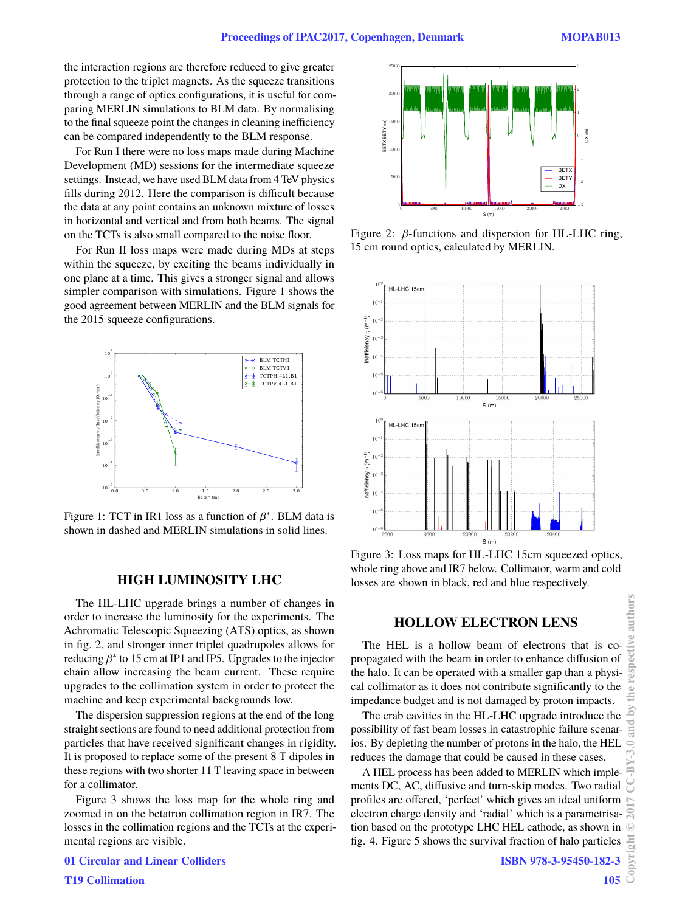the interaction regions are therefore reduced to give greater protection to the triplet magnets. As the squeeze transitions through a range of optics configurations, it is useful for comparing MERLIN simulations to BLM data. By normalising to the final squeeze point the changes in cleaning inefficiency can be compared independently to the BLM response.

For Run I there were no loss maps made during Machine Development (MD) sessions for the intermediate squeeze settings. Instead, we have used BLM data from 4 TeV physics fills during 2012. Here the comparison is difficult because the data at any point contains an unknown mixture of losses in horizontal and vertical and from both beams. The signal on the TCTs is also small compared to the noise floor.

For Run II loss maps were made during MDs at steps within the squeeze, by exciting the beams individually in one plane at a time. This gives a stronger signal and allows simpler comparison with simulations. Figure 1 shows the good agreement between MERLIN and the BLM signals for the 2015 squeeze configurations.

Figure 1: TCT in IR1 loss as a function of $\beta^*$. BLM data is shown in dashed and MERLIN simulations in solid lines.

## HIGH LUMINOSITY LHC

The HL-LHC upgrade brings a number of changes in order to increase the luminosity for the experiments. The Achromatic Telescopic Squeezing (ATS) optics, as shown in fig. 2, and stronger inner triplet quadrupoles allows for reducing $\beta^*$ to 15 cm at IP1 and IP5. Upgrades to the injector chain allow increasing the beam current. These require upgrades to the collimation system in order to protect the machine and keep experimental backgrounds low.

The dispersion suppression regions at the end of the long straight sections are found to need additional protection from particles that have received significant changes in rigidity. It is proposed to replace some of the present 8 T dipoles in these regions with two shorter 11 T leaving space in between for a collimator.

Figure 3 shows the loss map for the whole ring and zoomed in on the betatron collimation region in IR7. The losses in the collimation regions and the TCTs at the experimental regions are visible.

Figure 2: $\beta$-functions and dispersion for HL-LHC ring, 15 cm round optics, calculated by MERLIN.

Figure 3: Loss maps for HL-LHC 15cm squeezed optics, whole ring above and IR7 below. Collimator, warm and cold losses are shown in black, red and blue respectively.

## HOLLOW ELECTRON LENS

The HEL is a hollow beam of electrons that is co-propagated with the beam in order to enhance diffusion of the halo. It can be operated with a smaller gap than a physical collimator as it does not contribute significantly to the impedance budget and is not damaged by proton impacts.

The crab cavities in the HL-LHC upgrade introduce the possibility of fast beam losses in catastrophic failure scenarios. By depleting the number of protons in the halo, the HEL reduces the damage that could be caused in these cases.

A HEL process has been added to MERLIN which implements DC, AC, diffusive and turn-skip modes. Two radial profiles are offered, 'perfect' which gives an ideal uniform electron charge density and 'radial' which is a parametrisation based on the prototype LHC HEL cathode, as shown in fig. 4. Figure 5 shows the survival fraction of halo particles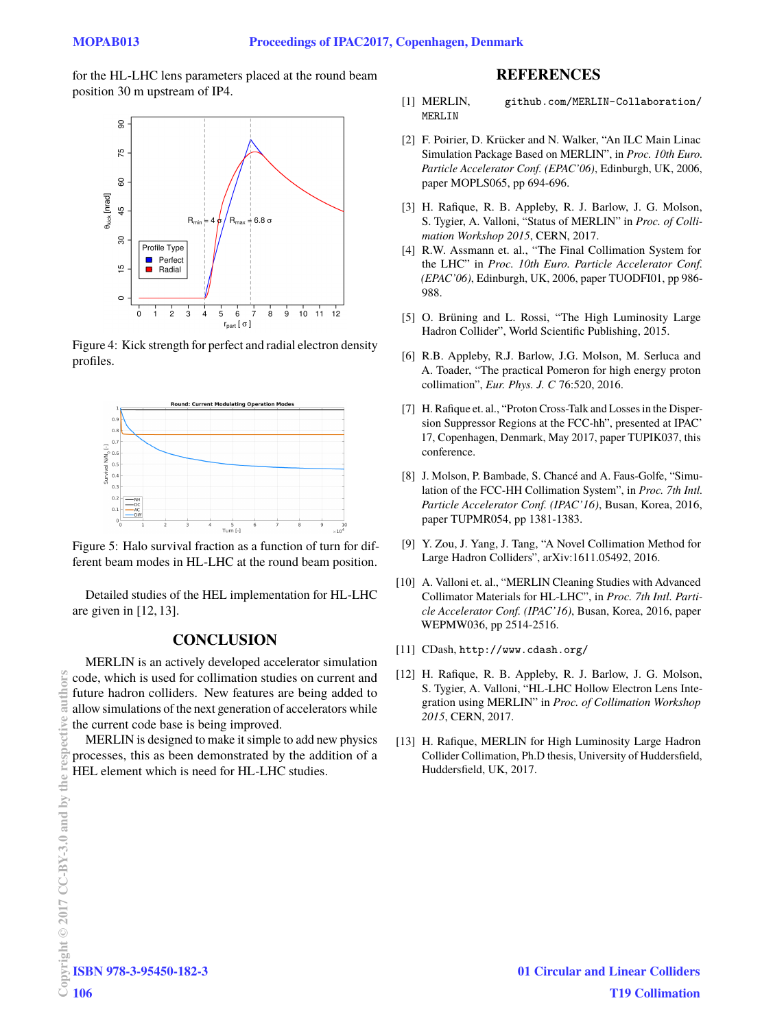for the HL-LHC lens parameters placed at the round beam position 30 m upstream of IP4.

$\theta_{kick}$ [nrad]
0
15
30
45
60
75
90
$r_{part}$ [ σ ]
0 1 2 3 4 5 6 7 8 9 10 11 12
$R_{min}$ = 4 σ
$R_{max}$ = 6.8 σ
Profile Type
Perfect
Radial

Figure 4: Kick strength for perfect and radial electron density profiles.

Round: Current Modulating Operation Modes
Survival N/N$_0$ [-]
Turn [-]
$\times 10^4$
NH
DC
AC
Diff

Figure 5: Halo survival fraction as a function of turn for different beam modes in HL-LHC at the round beam position.

Detailed studies of the HEL implementation for HL-LHC are given in [12, 13].

## CONCLUSION

MERLIN is an actively developed accelerator simulation code, which is used for collimation studies on current and future hadron colliders. New features are being added to allow simulations of the next generation of accelerators while the current code base is being improved.

MERLIN is designed to make it simple to add new physics processes, this as been demonstrated by the addition of a HEL element which is need for HL-LHC studies.

## REFERENCES

[1] MERLIN, `github.com/MERLIN-Collaboration/MERLIN`

[2] F. Poirier, D. Krücker and N. Walker, "An ILC Main Linac Simulation Package Based on MERLIN", in *Proc. 10th Euro. Particle Accelerator Conf. (EPAC'06)*, Edinburgh, UK, 2006, paper MOPLS065, pp 694-696.

[3] H. Rafique, R. B. Appleby, R. J. Barlow, J. G. Molson, S. Tygier, A. Valloni, "Status of MERLIN" in *Proc. of Collimation Workshop 2015*, CERN, 2017.

[4] R.W. Assmann et. al., "The Final Collimation System for the LHC" in *Proc. 10th Euro. Particle Accelerator Conf. (EPAC'06)*, Edinburgh, UK, 2006, paper TUODFI01, pp 986-988.

[5] O. Brüning and L. Rossi, "The High Luminosity Large Hadron Collider", World Scientific Publishing, 2015.

[6] R.B. Appleby, R.J. Barlow, J.G. Molson, M. Serluca and A. Toader, "The practical Pomeron for high energy proton collimation", *Eur. Phys. J. C* 76:520, 2016.

[7] H. Rafique et. al., "Proton Cross-Talk and Losses in the Dispersion Suppressor Regions at the FCC-hh", presented at IPAC' 17, Copenhagen, Denmark, May 2017, paper TUPIK037, this conference.

[8] J. Molson, P. Bambade, S. Chancé and A. Faus-Golfe, "Simulation of the FCC-HH Collimation System", in *Proc. 7th Intl. Particle Accelerator Conf. (IPAC'16)*, Busan, Korea, 2016, paper TUPMR054, pp 1381-1383.

[9] Y. Zou, J. Yang, J. Tang, "A Novel Collimation Method for Large Hadron Colliders", arXiv:1611.05492, 2016.

[10] A. Valloni et. al., "MERLIN Cleaning Studies with Advanced Collimator Materials for HL-LHC", in *Proc. 7th Intl. Particle Accelerator Conf. (IPAC'16)*, Busan, Korea, 2016, paper WEPMW036, pp 2514-2516.

[11] CDash, `http://www.cdash.org/`

[12] H. Rafique, R. B. Appleby, R. J. Barlow, J. G. Molson, S. Tygier, A. Valloni, "HL-LHC Hollow Electron Lens Integration using MERLIN" in *Proc. of Collimation Workshop 2015*, CERN, 2017.

[13] H. Rafique, MERLIN for High Luminosity Large Hadron Collider Collimation, Ph.D thesis, University of Huddersfield, Huddersfield, UK, 2017.